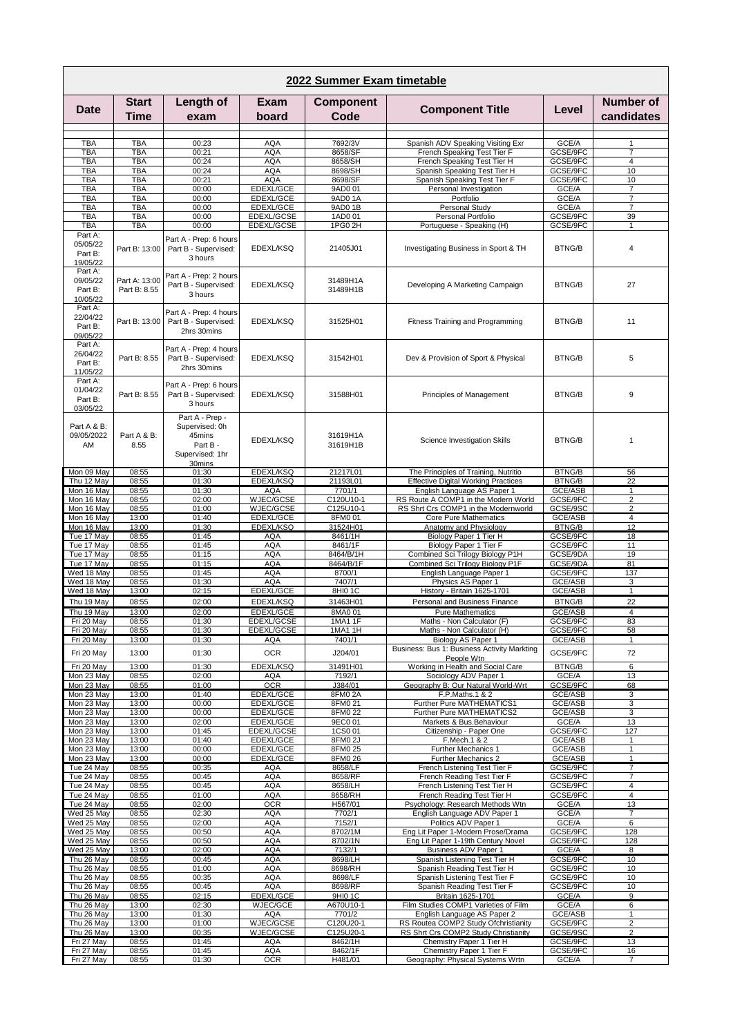## 2022 Summer Exam timetable

| Date | Start Time | Length of exam | Exam board | Component Code | Component Title | Level | Number of candidates |
|---|---|---|---|---|---|---|---|
| TBA | TBA | 00:23 | AQA | 7692/3V | Spanish ADV Speaking Visiting Exr | GCE/A | 1 |
| TBA | TBA | 00:21 | AQA | 8658/SF | French Speaking Test Tier F | GCSE/9FC | 7 |
| TBA | TBA | 00:24 | AQA | 8658/SH | French Speaking Test Tier H | GCSE/9FC | 4 |
| TBA | TBA | 00:24 | AQA | 8698/SH | Spanish Speaking Test Tier H | GCSE/9FC | 10 |
| TBA | TBA | 00:21 | AQA | 8698/SF | Spanish Speaking Test Tier F | GCSE/9FC | 10 |
| TBA | TBA | 00:00 | EDEXL/GCE | 9AD0 01 | Personal Investigation | GCE/A | 7 |
| TBA | TBA | 00:00 | EDEXL/GCE | 9AD0 1A | Portfolio | GCE/A | 7 |
| TBA | TBA | 00:00 | EDEXL/GCE | 9AD0 1B | Personal Study | GCE/A | 7 |
| TBA | TBA | 00:00 | EDEXL/GCSE | 1AD0 01 | Personal Portfolio | GCSE/9FC | 39 |
| TBA | TBA | 00:00 | EDEXL/GCSE | 1PG0 2H | Portuguese - Speaking (H) | GCSE/9FC | 1 |
| Part A: 05/05/22 Part B: 19/05/22 | Part B: 13:00 | Part A - Prep: 6 hours Part B - Supervised: 3 hours | EDEXL/KSQ | 21405J01 | Investigating Business in Sport & TH | BTNG/B | 4 |
| Part A: 09/05/22 Part B: 10/05/22 | Part A: 13:00 Part B: 8.55 | Part A - Prep: 2 hours Part B - Supervised: 3 hours | EDEXL/KSQ | 31489H1A 31489H1B | Developing A Marketing Campaign | BTNG/B | 27 |
| Part A: 22/04/22 Part B: 09/05/22 | Part B: 13:00 | Part A - Prep: 4 hours Part B - Supervised: 2hrs 30mins | EDEXL/KSQ | 31525H01 | Fitness Training and Programming | BTNG/B | 11 |
| Part A: 26/04/22 Part B: 11/05/22 | Part B: 8.55 | Part A - Prep: 4 hours Part B - Supervised: 2hrs 30mins | EDEXL/KSQ | 31542H01 | Dev & Provision of Sport & Physical | BTNG/B | 5 |
| Part A: 01/04/22 Part B: 03/05/22 | Part B: 8.55 | Part A - Prep: 6 hours Part B - Supervised: 3 hours | EDEXL/KSQ | 31588H01 | Principles of Management | BTNG/B | 9 |
| Part A & B: 09/05/2022 AM | Part A & B: 8.55 | Part A - Prep - Supervised: 0h 45mins Part B - Supervised: 1hr 30mins | EDEXL/KSQ | 31619H1A 31619H1B | Science Investigation Skills | BTNG/B | 1 |
| Mon 09 May | 08:55 | 01:30 | EDEXL/KSQ | 21217L01 | The Principles of Training, Nutritio | BTNG/B | 56 |
| Thu 12 May | 08:55 | 01:30 | EDEXL/KSQ | 21193L01 | Effective Digital Working Practices | BTNG/B | 22 |
| Mon 16 May | 08:55 | 01:30 | AQA | 7701/1 | English Language AS Paper 1 | GCE/ASB | 1 |
| Mon 16 May | 08:55 | 02:00 | WJEC/GCSE | C120U10-1 | RS Route A COMP1 in the Modern World | GCSE/9FC | 2 |
| Mon 16 May | 08:55 | 01:00 | WJEC/GCSE | C125U10-1 | RS Shrt Crs COMP1 in the Modernworld | GCSE/9SC | 2 |
| Mon 16 May | 13:00 | 01:40 | EDEXL/GCE | 8FM0 01 | Core Pure Mathematics | GCE/ASB | 4 |
| Mon 16 May | 13:00 | 01:30 | EDEXL/KSQ | 31524H01 | Anatomy and Physiology | BTNG/B | 12 |
| Tue 17 May | 08:55 | 01:45 | AQA | 8461/1H | Biology Paper 1 Tier H | GCSE/9FC | 18 |
| Tue 17 May | 08:55 | 01:45 | AQA | 8461/1F | Biology Paper 1 Tier F | GCSE/9FC | 11 |
| Tue 17 May | 08:55 | 01:15 | AQA | 8464/B/1H | Combined Sci Trilogy Biology P1H | GCSE/9DA | 19 |
| Tue 17 May | 08:55 | 01:15 | AQA | 8464/B/1F | Combined Sci Trilogy Biology P1F | GCSE/9DA | 81 |
| Wed 18 May | 08:55 | 01:45 | AQA | 8700/1 | English Language Paper 1 | GCSE/9FC | 137 |
| Wed 18 May | 08:55 | 01:30 | AQA | 7407/1 | Physics AS Paper 1 | GCE/ASB | 3 |
| Wed 18 May | 13:00 | 02:15 | EDEXL/GCE | 8HI0 1C | History - Britain 1625-1701 | GCE/ASB | 1 |
| Thu 19 May | 08:55 | 02:00 | EDEXL/KSQ | 31463H01 | Personal and Business Finance | BTNG/B | 22 |
| Thu 19 May | 13:00 | 02:00 | EDEXL/GCE | 8MA0 01 | Pure Mathematics | GCE/ASB | 4 |
| Fri 20 May | 08:55 | 01:30 | EDEXL/GCSE | 1MA1 1F | Maths - Non Calculator (F) | GCSE/9FC | 83 |
| Fri 20 May | 08:55 | 01:30 | EDEXL/GCSE | 1MA1 1H | Maths - Non Calculator (H) | GCSE/9FC | 58 |
| Fri 20 May | 13:00 | 01:30 | AQA | 7401/1 | Biology AS Paper 1 | GCE/ASB | 1 |
| Fri 20 May | 13:00 | 01:30 | OCR | J204/01 | Business: Bus 1: Business Activity Markting People Wtn | GCSE/9FC | 72 |
| Fri 20 May | 13:00 | 01:30 | EDEXL/KSQ | 31491H01 | Working in Health and Social Care | BTNG/B | 6 |
| Mon 23 May | 08:55 | 02:00 | AQA | 7192/1 | Sociology ADV Paper 1 | GCE/A | 13 |
| Mon 23 May | 08:55 | 01:00 | OCR | J384/01 | Geography B: Our Natural World-Wrt | GCSE/9FC | 68 |
| Mon 23 May | 13:00 | 01:40 | EDEXL/GCE | 8FM0 2A | F.P.Maths.1 & 2 | GCE/ASB | 3 |
| Mon 23 May | 13:00 | 00:00 | EDEXL/GCE | 8FM0 21 | Further Pure MATHEMATICS1 | GCE/ASB | 3 |
| Mon 23 May | 13:00 | 00:00 | EDEXL/GCE | 8FM0 22 | Further Pure MATHEMATICS2 | GCE/ASB | 3 |
| Mon 23 May | 13:00 | 02:00 | EDEXL/GCE | 9EC0 01 | Markets & Bus.Behaviour | GCE/A | 13 |
| Mon 23 May | 13:00 | 01:45 | EDEXL/GCSE | 1CS0 01 | Citizenship - Paper One | GCSE/9FC | 127 |
| Mon 23 May | 13:00 | 01:40 | EDEXL/GCE | 8FM0 2J | F.Mech.1 & 2 | GCE/ASB | 1 |
| Mon 23 May | 13:00 | 00:00 | EDEXL/GCE | 8FM0 25 | Further Mechanics 1 | GCE/ASB | 1 |
| Mon 23 May | 13:00 | 00:00 | EDEXL/GCE | 8FM0 26 | Further Mechanics 2 | GCE/ASB | 1 |
| Tue 24 May | 08:55 | 00:35 | AQA | 8658/LF | French Listening Test Tier F | GCSE/9FC | 7 |
| Tue 24 May | 08:55 | 00:45 | AQA | 8658/RF | French Reading Test Tier F | GCSE/9FC | 7 |
| Tue 24 May | 08:55 | 00:45 | AQA | 8658/LH | French Listening Test Tier H | GCSE/9FC | 4 |
| Tue 24 May | 08:55 | 01:00 | AQA | 8658/RH | French Reading Test Tier H | GCSE/9FC | 4 |
| Tue 24 May | 08:55 | 02:00 | OCR | H567/01 | Psychology: Research Methods Wtn | GCE/A | 13 |
| Wed 25 May | 08:55 | 02:30 | AQA | 7702/1 | English Language ADV Paper 1 | GCE/A | 7 |
| Wed 25 May | 08:55 | 02:00 | AQA | 7152/1 | Politics ADV Paper 1 | GCE/A | 6 |
| Wed 25 May | 08:55 | 00:50 | AQA | 8702/1M | Eng Lit Paper 1-Modern Prose/Drama | GCSE/9FC | 128 |
| Wed 25 May | 08:55 | 00:50 | AQA | 8702/1N | Eng Lit Paper 1-19th Century Novel | GCSE/9FC | 128 |
| Wed 25 May | 13:00 | 02:00 | AQA | 7132/1 | Business ADV Paper 1 | GCE/A | 8 |
| Thu 26 May | 08:55 | 00:45 | AQA | 8698/LH | Spanish Listening Test Tier H | GCSE/9FC | 10 |
| Thu 26 May | 08:55 | 01:00 | AQA | 8698/RH | Spanish Reading Test Tier H | GCSE/9FC | 10 |
| Thu 26 May | 08:55 | 00:35 | AQA | 8698/LF | Spanish Listening Test Tier F | GCSE/9FC | 10 |
| Thu 26 May | 08:55 | 00:45 | AQA | 8698/RF | Spanish Reading Test Tier F | GCSE/9FC | 10 |
| Thu 26 May | 08:55 | 02:15 | EDEXL/GCE | 9HI0 1C | Britain 1625-1701 | GCE/A | 9 |
| Thu 26 May | 13:00 | 02:30 | WJEC/GCE | A670U10-1 | Film Studies COMP1 Varieties of Film | GCE/A | 6 |
| Thu 26 May | 13:00 | 01:30 | AQA | 7701/2 | English Language AS Paper 2 | GCE/ASB | 1 |
| Thu 26 May | 13:00 | 01:00 | WJEC/GCSE | C120U20-1 | RS Routea COMP2 Study Ofchristianity | GCSE/9FC | 2 |
| Thu 26 May | 13:00 | 00:35 | WJEC/GCSE | C125U20-1 | RS Shrt Crs COMP2 Study Christianity | GCSE/9SC | 2 |
| Fri 27 May | 08:55 | 01:45 | AQA | 8462/1H | Chemistry Paper 1 Tier H | GCSE/9FC | 13 |
| Fri 27 May | 08:55 | 01:45 | AQA | 8462/1F | Chemistry Paper 1 Tier F | GCSE/9FC | 16 |
| Fri 27 May | 08:55 | 01:30 | OCR | H481/01 | Geography: Physical Systems Wrtn | GCE/A | 7 |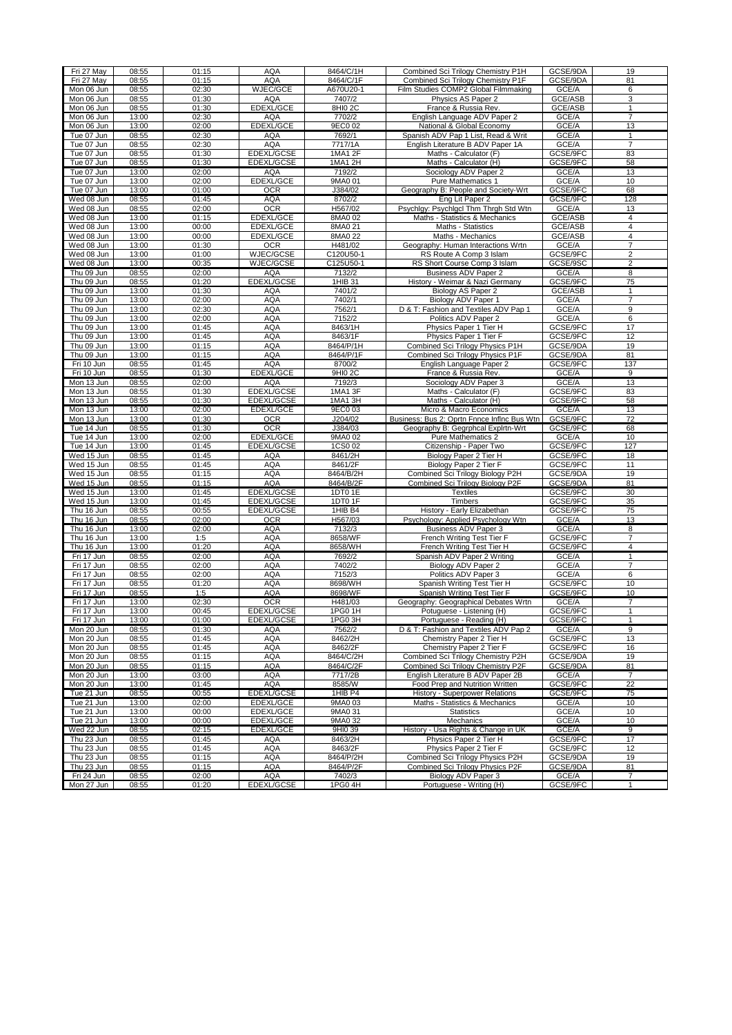| | | | | | | | |
|---|---|---|---|---|---|---|---|
| Fri 27 May | 08:55 | 01:15 | AQA | 8464/C/1H | Combined Sci Trilogy Chemistry P1H | GCSE/9DA | 19 |
| Fri 27 May | 08:55 | 01:15 | AQA | 8464/C/1F | Combined Sci Trilogy Chemistry P1F | GCSE/9DA | 81 |
| Mon 06 Jun | 08:55 | 02:30 | WJEC/GCE | A670U20-1 | Film Studies COMP2 Global Filmmaking | GCE/A | 6 |
| Mon 06 Jun | 08:55 | 01:30 | AQA | 7407/2 | Physics AS Paper 2 | GCE/ASB | 3 |
| Mon 06 Jun | 08:55 | 01:30 | EDEXL/GCE | 8HI0 2C | France & Russia Rev. | GCE/ASB | 1 |
| Mon 06 Jun | 13:00 | 02:30 | AQA | 7702/2 | English Language ADV Paper 2 | GCE/A | 7 |
| Mon 06 Jun | 13:00 | 02:00 | EDEXL/GCE | 9EC0 02 | National & Global Economy | GCE/A | 13 |
| Tue 07 Jun | 08:55 | 02:30 | AQA | 7692/1 | Spanish ADV Pap 1 List, Read & Writ | GCE/A | 1 |
| Tue 07 Jun | 08:55 | 02:30 | AQA | 7717/1A | English Literature B ADV Paper 1A | GCE/A | 7 |
| Tue 07 Jun | 08:55 | 01:30 | EDEXL/GCSE | 1MA1 2F | Maths - Calculator (F) | GCSE/9FC | 83 |
| Tue 07 Jun | 08:55 | 01:30 | EDEXL/GCSE | 1MA1 2H | Maths - Calculator (H) | GCSE/9FC | 58 |
| Tue 07 Jun | 13:00 | 02:00 | AQA | 7192/2 | Sociology ADV Paper 2 | GCE/A | 13 |
| Tue 07 Jun | 13:00 | 02:00 | EDEXL/GCE | 9MA0 01 | Pure Mathematics 1 | GCE/A | 10 |
| Tue 07 Jun | 13:00 | 01:00 | OCR | J384/02 | Geography B: People and Society-Wrt | GCSE/9FC | 68 |
| Wed 08 Jun | 08:55 | 01:45 | AQA | 8702/2 | Eng Lit Paper 2 | GCSE/9FC | 128 |
| Wed 08 Jun | 08:55 | 02:00 | OCR | H567/02 | Psychlgy: Psychlgcl Thm Thrgh Std Wtn | GCE/A | 13 |
| Wed 08 Jun | 13:00 | 01:15 | EDEXL/GCE | 8MA0 02 | Maths - Statistics & Mechanics | GCE/ASB | 4 |
| Wed 08 Jun | 13:00 | 00:00 | EDEXL/GCE | 8MA0 21 | Maths - Statistics | GCE/ASB | 4 |
| Wed 08 Jun | 13:00 | 00:00 | EDEXL/GCE | 8MA0 22 | Maths - Mechanics | GCE/ASB | 4 |
| Wed 08 Jun | 13:00 | 01:30 | OCR | H481/02 | Geography: Human Interactions Wrtn | GCE/A | 7 |
| Wed 08 Jun | 13:00 | 01:00 | WJEC/GCSE | C120U50-1 | RS Route A Comp 3 Islam | GCSE/9FC | 2 |
| Wed 08 Jun | 13:00 | 00:35 | WJEC/GCSE | C125U50-1 | RS Short Course Comp 3 Islam | GCSE/9SC | 2 |
| Thu 09 Jun | 08:55 | 02:00 | AQA | 7132/2 | Business ADV Paper 2 | GCE/A | 8 |
| Thu 09 Jun | 08:55 | 01:20 | EDEXL/GCSE | 1HIB 31 | History - Weimar & Nazi Germany | GCSE/9FC | 75 |
| Thu 09 Jun | 13:00 | 01:30 | AQA | 7401/2 | Biology AS Paper 2 | GCE/ASB | 1 |
| Thu 09 Jun | 13:00 | 02:00 | AQA | 7402/1 | Biology ADV Paper 1 | GCE/A | 7 |
| Thu 09 Jun | 13:00 | 02:30 | AQA | 7562/1 | D & T: Fashion and Textiles ADV Pap 1 | GCE/A | 9 |
| Thu 09 Jun | 13:00 | 02:00 | AQA | 7152/2 | Politics ADV Paper 2 | GCE/A | 6 |
| Thu 09 Jun | 13:00 | 01:45 | AQA | 8463/1H | Physics Paper 1 Tier H | GCSE/9FC | 17 |
| Thu 09 Jun | 13:00 | 01:45 | AQA | 8463/1F | Physics Paper 1 Tier F | GCSE/9FC | 12 |
| Thu 09 Jun | 13:00 | 01:15 | AQA | 8464/P/1H | Combined Sci Trilogy Physics P1H | GCSE/9DA | 19 |
| Thu 09 Jun | 13:00 | 01:15 | AQA | 8464/P/1F | Combined Sci Trilogy Physics P1F | GCSE/9DA | 81 |
| Fri 10 Jun | 08:55 | 01:45 | AQA | 8700/2 | English Language Paper 2 | GCSE/9FC | 137 |
| Fri 10 Jun | 08:55 | 01:30 | EDEXL/GCE | 9HI0 2C | France & Russia Rev. | GCE/A | 9 |
| Mon 13 Jun | 08:55 | 02:00 | AQA | 7192/3 | Sociology ADV Paper 3 | GCE/A | 13 |
| Mon 13 Jun | 08:55 | 01:30 | EDEXL/GCSE | 1MA1 3F | Maths - Calculator (F) | GCSE/9FC | 83 |
| Mon 13 Jun | 08:55 | 01:30 | EDEXL/GCSE | 1MA1 3H | Maths - Calculator (H) | GCSE/9FC | 58 |
| Mon 13 Jun | 13:00 | 02:00 | EDEXL/GCE | 9EC0 03 | Micro & Macro Economics | GCE/A | 13 |
| Mon 13 Jun | 13:00 | 01:30 | OCR | J204/02 | Business: Bus 2: Oprtn Fnnce Inflnc Bus Wtn | GCSE/9FC | 72 |
| Tue 14 Jun | 08:55 | 01:30 | OCR | J384/03 | Geography B: Gegrphcal Explrtn-Wrt | GCSE/9FC | 68 |
| Tue 14 Jun | 13:00 | 02:00 | EDEXL/GCE | 9MA0 02 | Pure Mathematics 2 | GCE/A | 10 |
| Tue 14 Jun | 13:00 | 01:45 | EDEXL/GCSE | 1CS0 02 | Citizenship - Paper Two | GCSE/9FC | 127 |
| Wed 15 Jun | 08:55 | 01:45 | AQA | 8461/2H | Biology Paper 2 Tier H | GCSE/9FC | 18 |
| Wed 15 Jun | 08:55 | 01:45 | AQA | 8461/2F | Biology Paper 2 Tier F | GCSE/9FC | 11 |
| Wed 15 Jun | 08:55 | 01:15 | AQA | 8464/B/2H | Combined Sci Trilogy Biology P2H | GCSE/9DA | 19 |
| Wed 15 Jun | 08:55 | 01:15 | AQA | 8464/B/2F | Combined Sci Trilogy Biology P2F | GCSE/9DA | 81 |
| Wed 15 Jun | 13:00 | 01:45 | EDEXL/GCSE | 1DT0 1E | Textiles | GCSE/9FC | 30 |
| Wed 15 Jun | 13:00 | 01:45 | EDEXL/GCSE | 1DT0 1F | Timbers | GCSE/9FC | 35 |
| Thu 16 Jun | 08:55 | 00:55 | EDEXL/GCSE | 1HIB B4 | History - Early Elizabethan | GCSE/9FC | 75 |
| Thu 16 Jun | 08:55 | 02:00 | OCR | H567/03 | Psychology: Applied Psychology Wtn | GCE/A | 13 |
| Thu 16 Jun | 13:00 | 02:00 | AQA | 7132/3 | Business ADV Paper 3 | GCE/A | 8 |
| Thu 16 Jun | 13:00 | 1:5 | AQA | 8658/WF | French Writing Test Tier F | GCSE/9FC | 7 |
| Thu 16 Jun | 13:00 | 01:20 | AQA | 8658/WH | French Writing Test Tier H | GCSE/9FC | 4 |
| Fri 17 Jun | 08:55 | 02:00 | AQA | 7692/2 | Spanish ADV Paper 2 Writing | GCE/A | 1 |
| Fri 17 Jun | 08:55 | 02:00 | AQA | 7402/2 | Biology ADV Paper 2 | GCE/A | 7 |
| Fri 17 Jun | 08:55 | 02:00 | AQA | 7152/3 | Politics ADV Paper 3 | GCE/A | 6 |
| Fri 17 Jun | 08:55 | 01:20 | AQA | 8698/WH | Spanish Writing Test Tier H | GCSE/9FC | 10 |
| Fri 17 Jun | 08:55 | 1:5 | AQA | 8698/WF | Spanish Writing Test Tier F | GCSE/9FC | 10 |
| Fri 17 Jun | 13:00 | 02:30 | OCR | H481/03 | Geography: Geographical Debates Wrtn | GCE/A | 7 |
| Fri 17 Jun | 13:00 | 00:45 | EDEXL/GCSE | 1PG0 1H | Potuguese - Listening (H) | GCSE/9FC | 1 |
| Fri 17 Jun | 13:00 | 01:00 | EDEXL/GCSE | 1PG0 3H | Portuguese - Reading (H) | GCSE/9FC | 1 |
| Mon 20 Jun | 08:55 | 01:30 | AQA | 7562/2 | D & T: Fashion and Textiles ADV Pap 2 | GCE/A | 9 |
| Mon 20 Jun | 08:55 | 01:45 | AQA | 8462/2H | Chemistry Paper 2 Tier H | GCSE/9FC | 13 |
| Mon 20 Jun | 08:55 | 01:45 | AQA | 8462/2F | Chemistry Paper 2 Tier F | GCSE/9FC | 16 |
| Mon 20 Jun | 08:55 | 01:15 | AQA | 8464/C/2H | Combined Sci Trilogy Chemistry P2H | GCSE/9DA | 19 |
| Mon 20 Jun | 08:55 | 01:15 | AQA | 8464/C/2F | Combined Sci Trilogy Chemistry P2F | GCSE/9DA | 81 |
| Mon 20 Jun | 13:00 | 03:00 | AQA | 7717/2B | English Literature B ADV Paper 2B | GCE/A | 7 |
| Mon 20 Jun | 13:00 | 01:45 | AQA | 8585/W | Food Prep and Nutrition Written | GCSE/9FC | 22 |
| Tue 21 Jun | 08:55 | 00:55 | EDEXL/GCSE | 1HIB P4 | History - Superpower Relations | GCSE/9FC | 75 |
| Tue 21 Jun | 13:00 | 02:00 | EDEXL/GCE | 9MA0 03 | Maths - Statistics & Mechanics | GCE/A | 10 |
| Tue 21 Jun | 13:00 | 00:00 | EDEXL/GCE | 9MA0 31 | Statistics | GCE/A | 10 |
| Tue 21 Jun | 13:00 | 00:00 | EDEXL/GCE | 9MA0 32 | Mechanics | GCE/A | 10 |
| Wed 22 Jun | 08:55 | 02:15 | EDEXL/GCE | 9HI0 39 | History - Usa Rights & Change in UK | GCE/A | 9 |
| Thu 23 Jun | 08:55 | 01:45 | AQA | 8463/2H | Physics Paper 2 Tier H | GCSE/9FC | 17 |
| Thu 23 Jun | 08:55 | 01:45 | AQA | 8463/2F | Physics Paper 2 Tier F | GCSE/9FC | 12 |
| Thu 23 Jun | 08:55 | 01:15 | AQA | 8464/P/2H | Combined Sci Trilogy Physics P2H | GCSE/9DA | 19 |
| Thu 23 Jun | 08:55 | 01:15 | AQA | 8464/P/2F | Combined Sci Trilogy Physics P2F | GCSE/9DA | 81 |
| Fri 24 Jun | 08:55 | 02:00 | AQA | 7402/3 | Biology ADV Paper 3 | GCE/A | 7 |
| Mon 27 Jun | 08:55 | 01:20 | EDEXL/GCSE | 1PG0 4H | Portuguese - Writing (H) | GCSE/9FC | 1 |